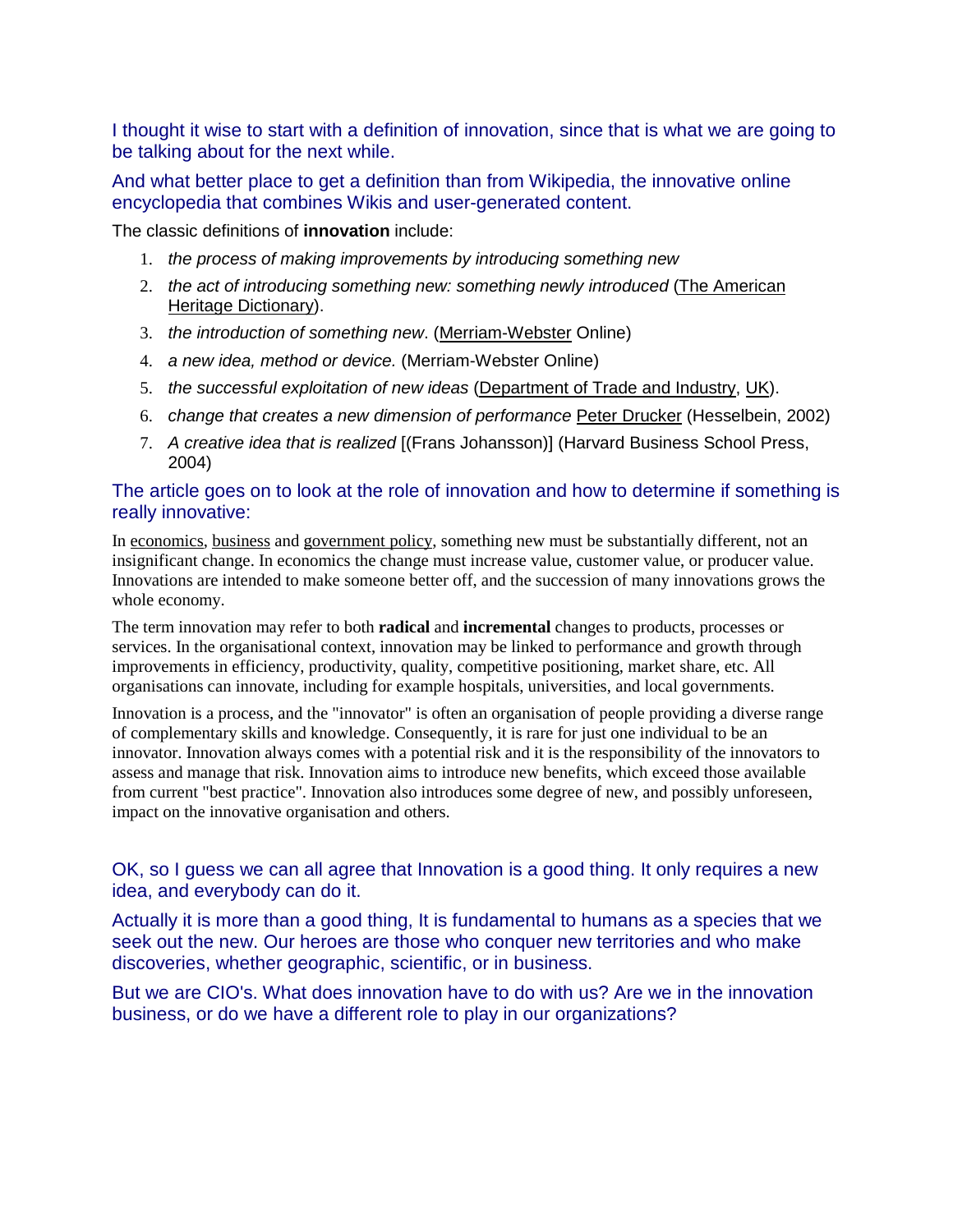I thought it wise to start with a definition of innovation, since that is what we are going to be talking about for the next while.

And what better place to get a definition than from Wikipedia, the innovative online encyclopedia that combines Wikis and user-generated content.

The classic definitions of **innovation** include:

1. *the process of making improvements by introducing something new*
2. *the act of introducing something new: something newly introduced* (The American Heritage Dictionary).
3. *the introduction of something new*. (Merriam-Webster Online)
4. *a new idea, method or device.* (Merriam-Webster Online)
5. *the successful exploitation of new ideas* (Department of Trade and Industry, UK).
6. *change that creates a new dimension of performance* Peter Drucker (Hesselbein, 2002)
7. *A creative idea that is realized* [(Frans Johansson)] (Harvard Business School Press, 2004)

The article goes on to look at the role of innovation and how to determine if something is really innovative:

In economics, business and government policy, something new must be substantially different, not an insignificant change. In economics the change must increase value, customer value, or producer value. Innovations are intended to make someone better off, and the succession of many innovations grows the whole economy.

The term innovation may refer to both **radical** and **incremental** changes to products, processes or services. In the organisational context, innovation may be linked to performance and growth through improvements in efficiency, productivity, quality, competitive positioning, market share, etc. All organisations can innovate, including for example hospitals, universities, and local governments.

Innovation is a process, and the "innovator" is often an organisation of people providing a diverse range of complementary skills and knowledge. Consequently, it is rare for just one individual to be an innovator. Innovation always comes with a potential risk and it is the responsibility of the innovators to assess and manage that risk. Innovation aims to introduce new benefits, which exceed those available from current "best practice". Innovation also introduces some degree of new, and possibly unforeseen, impact on the innovative organisation and others.

OK, so I guess we can all agree that Innovation is a good thing. It only requires a new idea, and everybody can do it.

Actually it is more than a good thing, It is fundamental to humans as a species that we seek out the new. Our heroes are those who conquer new territories and who make discoveries, whether geographic, scientific, or in business.

But we are CIO's. What does innovation have to do with us? Are we in the innovation business, or do we have a different role to play in our organizations?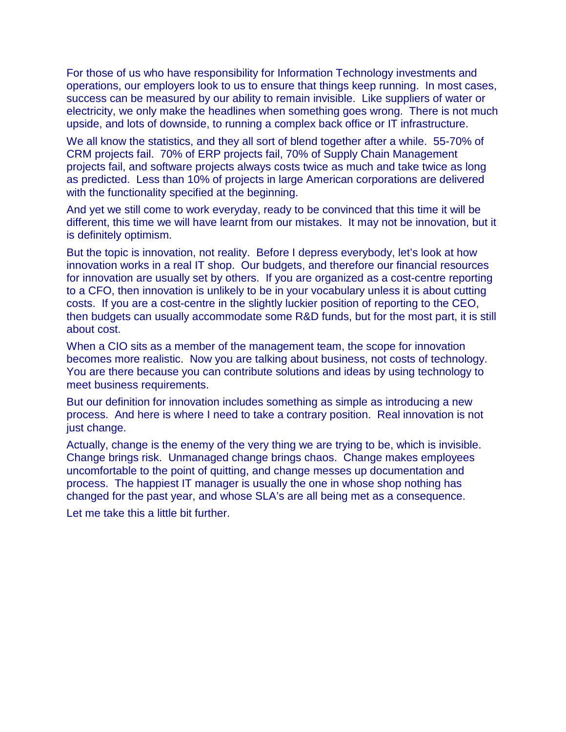For those of us who have responsibility for Information Technology investments and operations, our employers look to us to ensure that things keep running. In most cases, success can be measured by our ability to remain invisible. Like suppliers of water or electricity, we only make the headlines when something goes wrong. There is not much upside, and lots of downside, to running a complex back office or IT infrastructure.

We all know the statistics, and they all sort of blend together after a while. 55-70% of CRM projects fail. 70% of ERP projects fail, 70% of Supply Chain Management projects fail, and software projects always costs twice as much and take twice as long as predicted. Less than 10% of projects in large American corporations are delivered with the functionality specified at the beginning.

And yet we still come to work everyday, ready to be convinced that this time it will be different, this time we will have learnt from our mistakes. It may not be innovation, but it is definitely optimism.

But the topic is innovation, not reality. Before I depress everybody, let's look at how innovation works in a real IT shop. Our budgets, and therefore our financial resources for innovation are usually set by others. If you are organized as a cost-centre reporting to a CFO, then innovation is unlikely to be in your vocabulary unless it is about cutting costs. If you are a cost-centre in the slightly luckier position of reporting to the CEO, then budgets can usually accommodate some R&D funds, but for the most part, it is still about cost.

When a CIO sits as a member of the management team, the scope for innovation becomes more realistic. Now you are talking about business, not costs of technology. You are there because you can contribute solutions and ideas by using technology to meet business requirements.

But our definition for innovation includes something as simple as introducing a new process. And here is where I need to take a contrary position. Real innovation is not just change.

Actually, change is the enemy of the very thing we are trying to be, which is invisible. Change brings risk. Unmanaged change brings chaos. Change makes employees uncomfortable to the point of quitting, and change messes up documentation and process. The happiest IT manager is usually the one in whose shop nothing has changed for the past year, and whose SLA's are all being met as a consequence.

Let me take this a little bit further.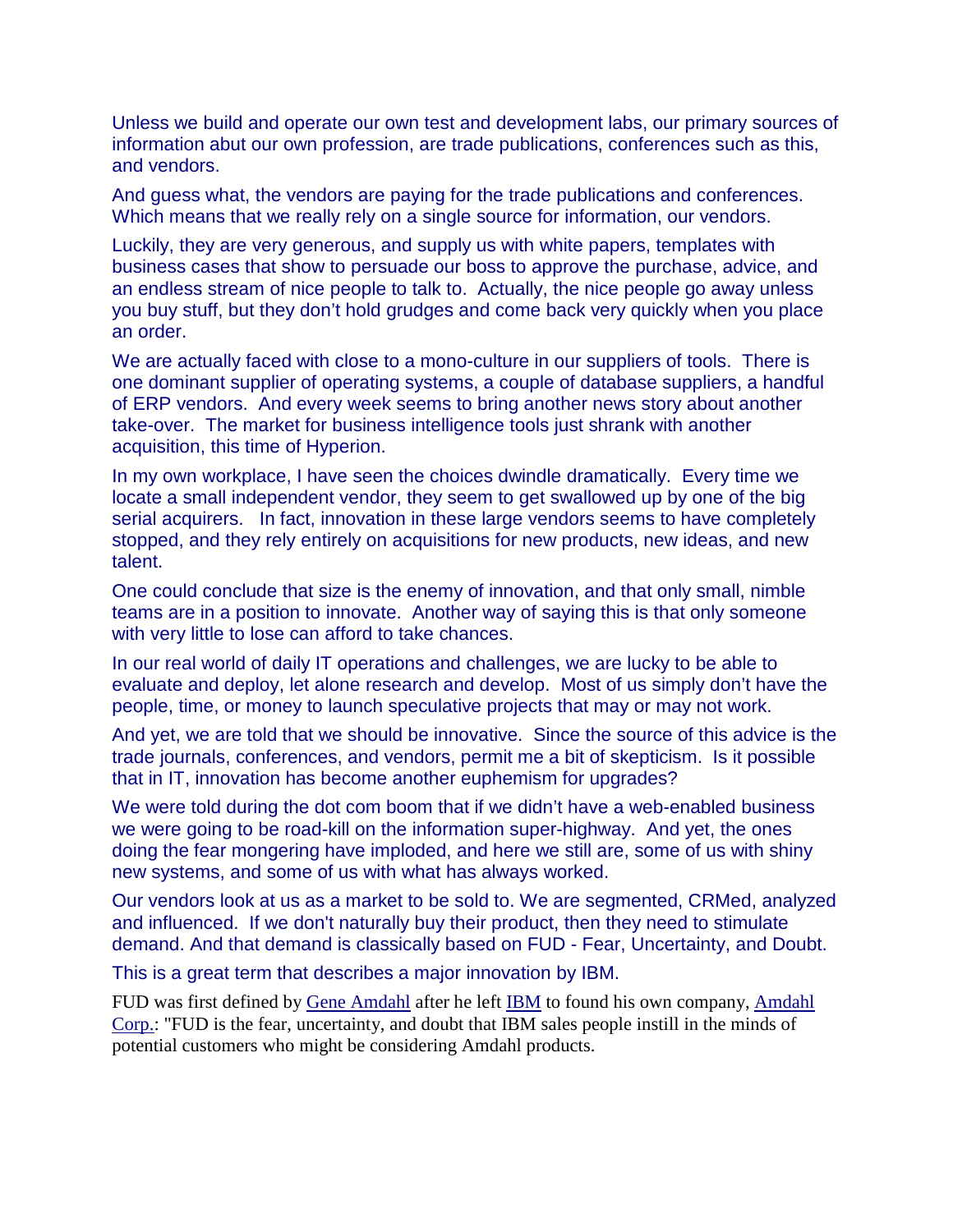Unless we build and operate our own test and development labs, our primary sources of information abut our own profession, are trade publications, conferences such as this, and vendors.

And guess what, the vendors are paying for the trade publications and conferences. Which means that we really rely on a single source for information, our vendors.

Luckily, they are very generous, and supply us with white papers, templates with business cases that show to persuade our boss to approve the purchase, advice, and an endless stream of nice people to talk to. Actually, the nice people go away unless you buy stuff, but they don't hold grudges and come back very quickly when you place an order.

We are actually faced with close to a mono-culture in our suppliers of tools. There is one dominant supplier of operating systems, a couple of database suppliers, a handful of ERP vendors. And every week seems to bring another news story about another take-over. The market for business intelligence tools just shrank with another acquisition, this time of Hyperion.

In my own workplace, I have seen the choices dwindle dramatically. Every time we locate a small independent vendor, they seem to get swallowed up by one of the big serial acquirers. In fact, innovation in these large vendors seems to have completely stopped, and they rely entirely on acquisitions for new products, new ideas, and new talent.

One could conclude that size is the enemy of innovation, and that only small, nimble teams are in a position to innovate. Another way of saying this is that only someone with very little to lose can afford to take chances.

In our real world of daily IT operations and challenges, we are lucky to be able to evaluate and deploy, let alone research and develop. Most of us simply don't have the people, time, or money to launch speculative projects that may or may not work.

And yet, we are told that we should be innovative. Since the source of this advice is the trade journals, conferences, and vendors, permit me a bit of skepticism. Is it possible that in IT, innovation has become another euphemism for upgrades?

We were told during the dot com boom that if we didn't have a web-enabled business we were going to be road-kill on the information super-highway. And yet, the ones doing the fear mongering have imploded, and here we still are, some of us with shiny new systems, and some of us with what has always worked.

Our vendors look at us as a market to be sold to. We are segmented, CRMed, analyzed and influenced. If we don't naturally buy their product, then they need to stimulate demand. And that demand is classically based on FUD - Fear, Uncertainty, and Doubt.

This is a great term that describes a major innovation by IBM.

FUD was first defined by Gene Amdahl after he left IBM to found his own company, Amdahl Corp.: "FUD is the fear, uncertainty, and doubt that IBM sales people instill in the minds of potential customers who might be considering Amdahl products.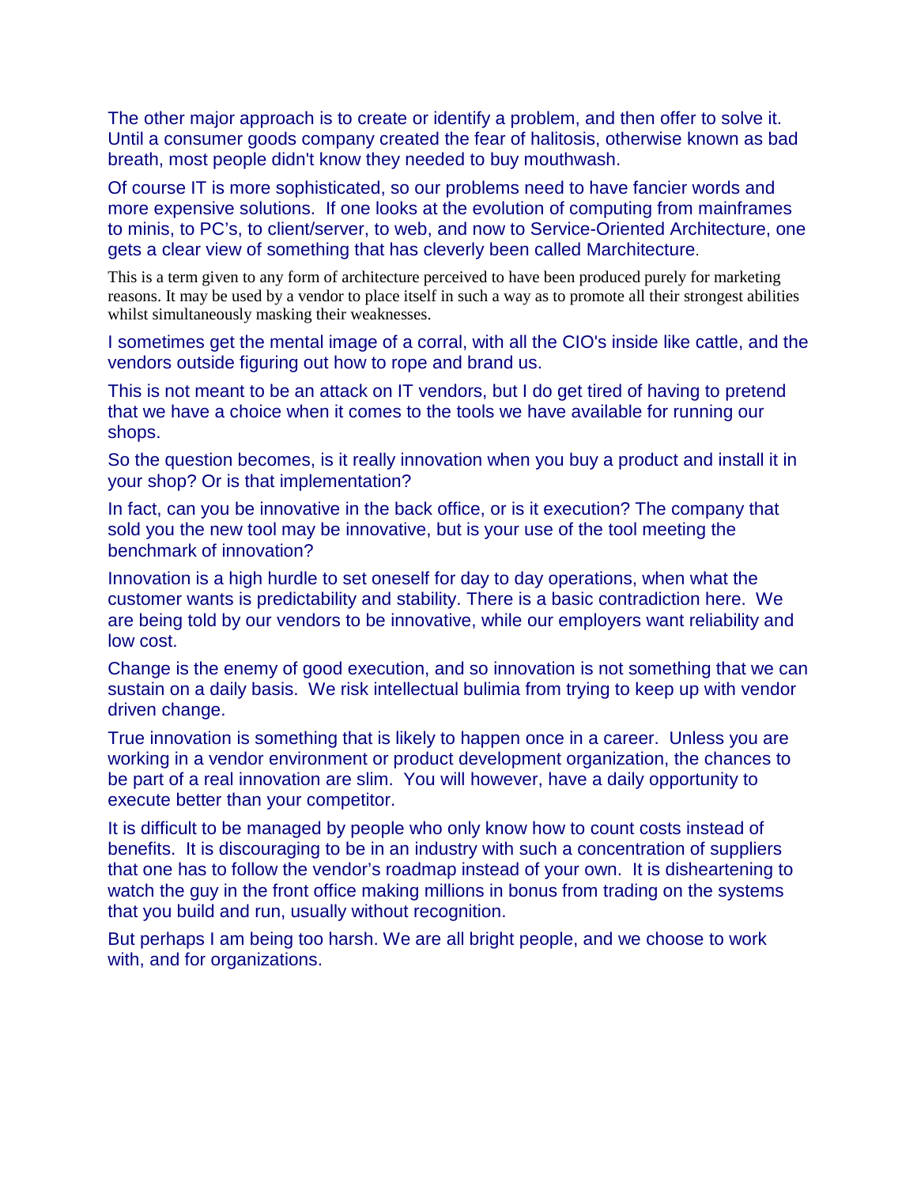The other major approach is to create or identify a problem, and then offer to solve it. Until a consumer goods company created the fear of halitosis, otherwise known as bad breath, most people didn't know they needed to buy mouthwash.

Of course IT is more sophisticated, so our problems need to have fancier words and more expensive solutions. If one looks at the evolution of computing from mainframes to minis, to PC's, to client/server, to web, and now to Service-Oriented Architecture, one gets a clear view of something that has cleverly been called Marchitecture.

This is a term given to any form of architecture perceived to have been produced purely for marketing reasons. It may be used by a vendor to place itself in such a way as to promote all their strongest abilities whilst simultaneously masking their weaknesses.

I sometimes get the mental image of a corral, with all the CIO's inside like cattle, and the vendors outside figuring out how to rope and brand us.

This is not meant to be an attack on IT vendors, but I do get tired of having to pretend that we have a choice when it comes to the tools we have available for running our shops.

So the question becomes, is it really innovation when you buy a product and install it in your shop? Or is that implementation?

In fact, can you be innovative in the back office, or is it execution? The company that sold you the new tool may be innovative, but is your use of the tool meeting the benchmark of innovation?

Innovation is a high hurdle to set oneself for day to day operations, when what the customer wants is predictability and stability. There is a basic contradiction here. We are being told by our vendors to be innovative, while our employers want reliability and low cost.

Change is the enemy of good execution, and so innovation is not something that we can sustain on a daily basis. We risk intellectual bulimia from trying to keep up with vendor driven change.

True innovation is something that is likely to happen once in a career. Unless you are working in a vendor environment or product development organization, the chances to be part of a real innovation are slim. You will however, have a daily opportunity to execute better than your competitor.

It is difficult to be managed by people who only know how to count costs instead of benefits. It is discouraging to be in an industry with such a concentration of suppliers that one has to follow the vendor's roadmap instead of your own. It is disheartening to watch the guy in the front office making millions in bonus from trading on the systems that you build and run, usually without recognition.

But perhaps I am being too harsh. We are all bright people, and we choose to work with, and for organizations.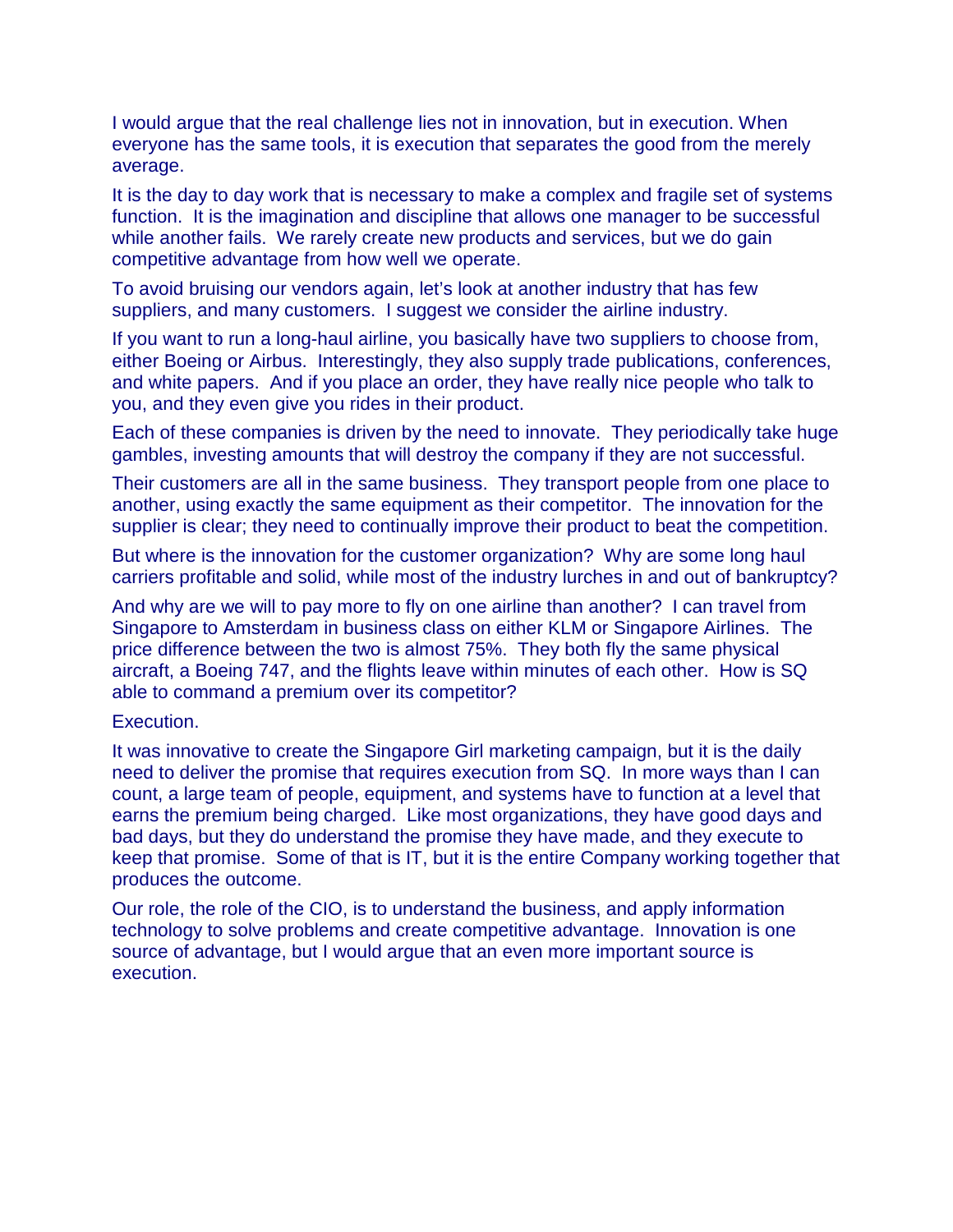I would argue that the real challenge lies not in innovation, but in execution. When everyone has the same tools, it is execution that separates the good from the merely average.

It is the day to day work that is necessary to make a complex and fragile set of systems function. It is the imagination and discipline that allows one manager to be successful while another fails. We rarely create new products and services, but we do gain competitive advantage from how well we operate.

To avoid bruising our vendors again, let's look at another industry that has few suppliers, and many customers. I suggest we consider the airline industry.

If you want to run a long-haul airline, you basically have two suppliers to choose from, either Boeing or Airbus. Interestingly, they also supply trade publications, conferences, and white papers. And if you place an order, they have really nice people who talk to you, and they even give you rides in their product.

Each of these companies is driven by the need to innovate. They periodically take huge gambles, investing amounts that will destroy the company if they are not successful.

Their customers are all in the same business. They transport people from one place to another, using exactly the same equipment as their competitor. The innovation for the supplier is clear; they need to continually improve their product to beat the competition.

But where is the innovation for the customer organization? Why are some long haul carriers profitable and solid, while most of the industry lurches in and out of bankruptcy?

And why are we will to pay more to fly on one airline than another? I can travel from Singapore to Amsterdam in business class on either KLM or Singapore Airlines. The price difference between the two is almost 75%. They both fly the same physical aircraft, a Boeing 747, and the flights leave within minutes of each other. How is SQ able to command a premium over its competitor?

Execution.

It was innovative to create the Singapore Girl marketing campaign, but it is the daily need to deliver the promise that requires execution from SQ. In more ways than I can count, a large team of people, equipment, and systems have to function at a level that earns the premium being charged. Like most organizations, they have good days and bad days, but they do understand the promise they have made, and they execute to keep that promise. Some of that is IT, but it is the entire Company working together that produces the outcome.

Our role, the role of the CIO, is to understand the business, and apply information technology to solve problems and create competitive advantage. Innovation is one source of advantage, but I would argue that an even more important source is execution.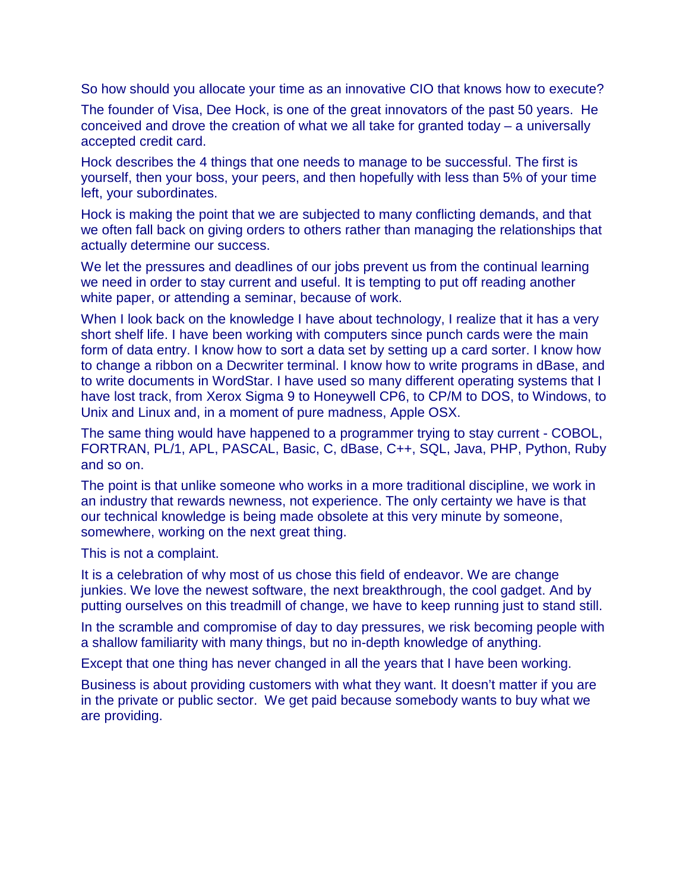So how should you allocate your time as an innovative CIO that knows how to execute?

The founder of Visa, Dee Hock, is one of the great innovators of the past 50 years. He conceived and drove the creation of what we all take for granted today – a universally accepted credit card.

Hock describes the 4 things that one needs to manage to be successful. The first is yourself, then your boss, your peers, and then hopefully with less than 5% of your time left, your subordinates.

Hock is making the point that we are subjected to many conflicting demands, and that we often fall back on giving orders to others rather than managing the relationships that actually determine our success.

We let the pressures and deadlines of our jobs prevent us from the continual learning we need in order to stay current and useful. It is tempting to put off reading another white paper, or attending a seminar, because of work.

When I look back on the knowledge I have about technology, I realize that it has a very short shelf life. I have been working with computers since punch cards were the main form of data entry. I know how to sort a data set by setting up a card sorter. I know how to change a ribbon on a Decwriter terminal. I know how to write programs in dBase, and to write documents in WordStar. I have used so many different operating systems that I have lost track, from Xerox Sigma 9 to Honeywell CP6, to CP/M to DOS, to Windows, to Unix and Linux and, in a moment of pure madness, Apple OSX.

The same thing would have happened to a programmer trying to stay current - COBOL, FORTRAN, PL/1, APL, PASCAL, Basic, C, dBase, C++, SQL, Java, PHP, Python, Ruby and so on.

The point is that unlike someone who works in a more traditional discipline, we work in an industry that rewards newness, not experience. The only certainty we have is that our technical knowledge is being made obsolete at this very minute by someone, somewhere, working on the next great thing.

This is not a complaint.

It is a celebration of why most of us chose this field of endeavor. We are change junkies. We love the newest software, the next breakthrough, the cool gadget. And by putting ourselves on this treadmill of change, we have to keep running just to stand still.

In the scramble and compromise of day to day pressures, we risk becoming people with a shallow familiarity with many things, but no in-depth knowledge of anything.

Except that one thing has never changed in all the years that I have been working.

Business is about providing customers with what they want. It doesn't matter if you are in the private or public sector. We get paid because somebody wants to buy what we are providing.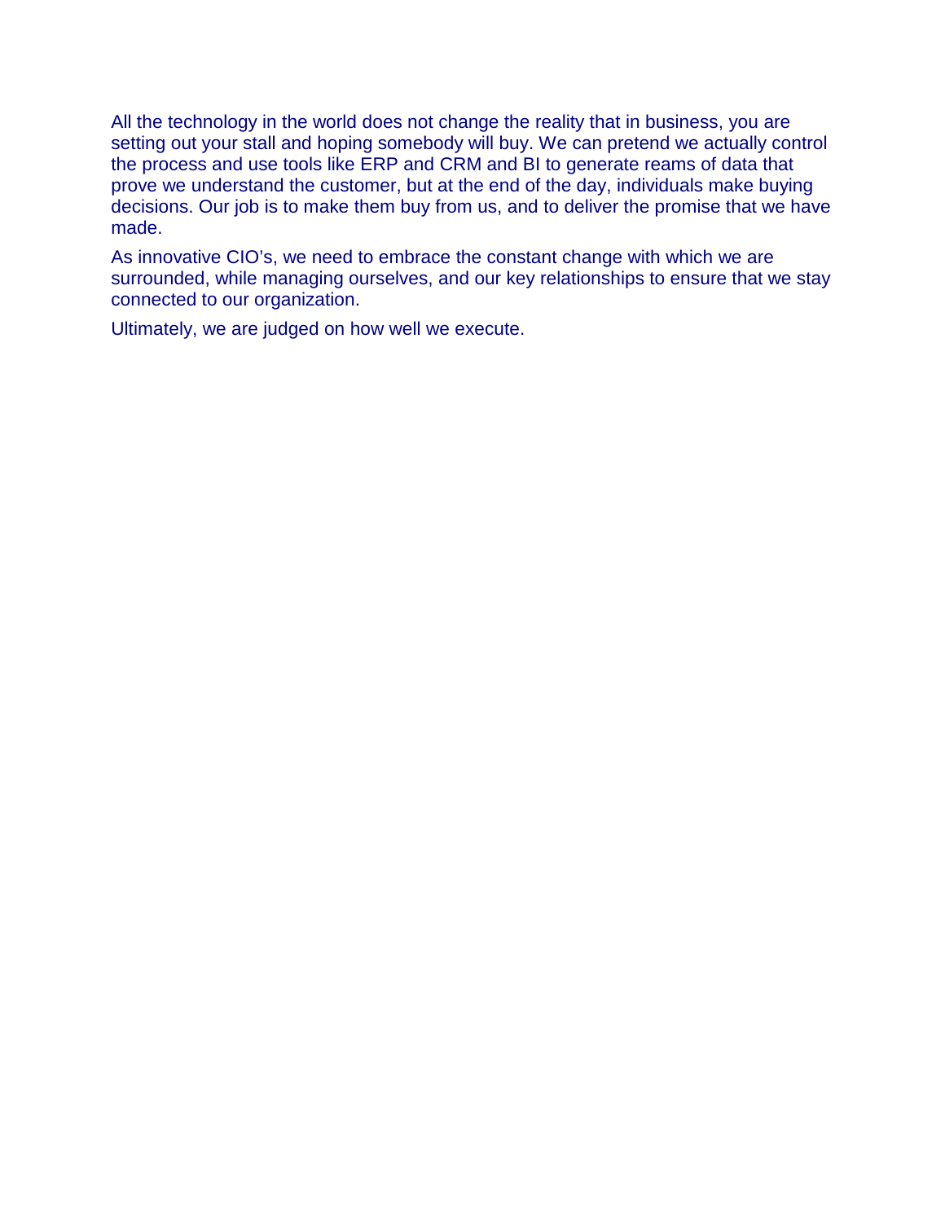All the technology in the world does not change the reality that in business, you are setting out your stall and hoping somebody will buy. We can pretend we actually control the process and use tools like ERP and CRM and BI to generate reams of data that prove we understand the customer, but at the end of the day, individuals make buying decisions. Our job is to make them buy from us, and to deliver the promise that we have made.

As innovative CIO's, we need to embrace the constant change with which we are surrounded, while managing ourselves, and our key relationships to ensure that we stay connected to our organization.

Ultimately, we are judged on how well we execute.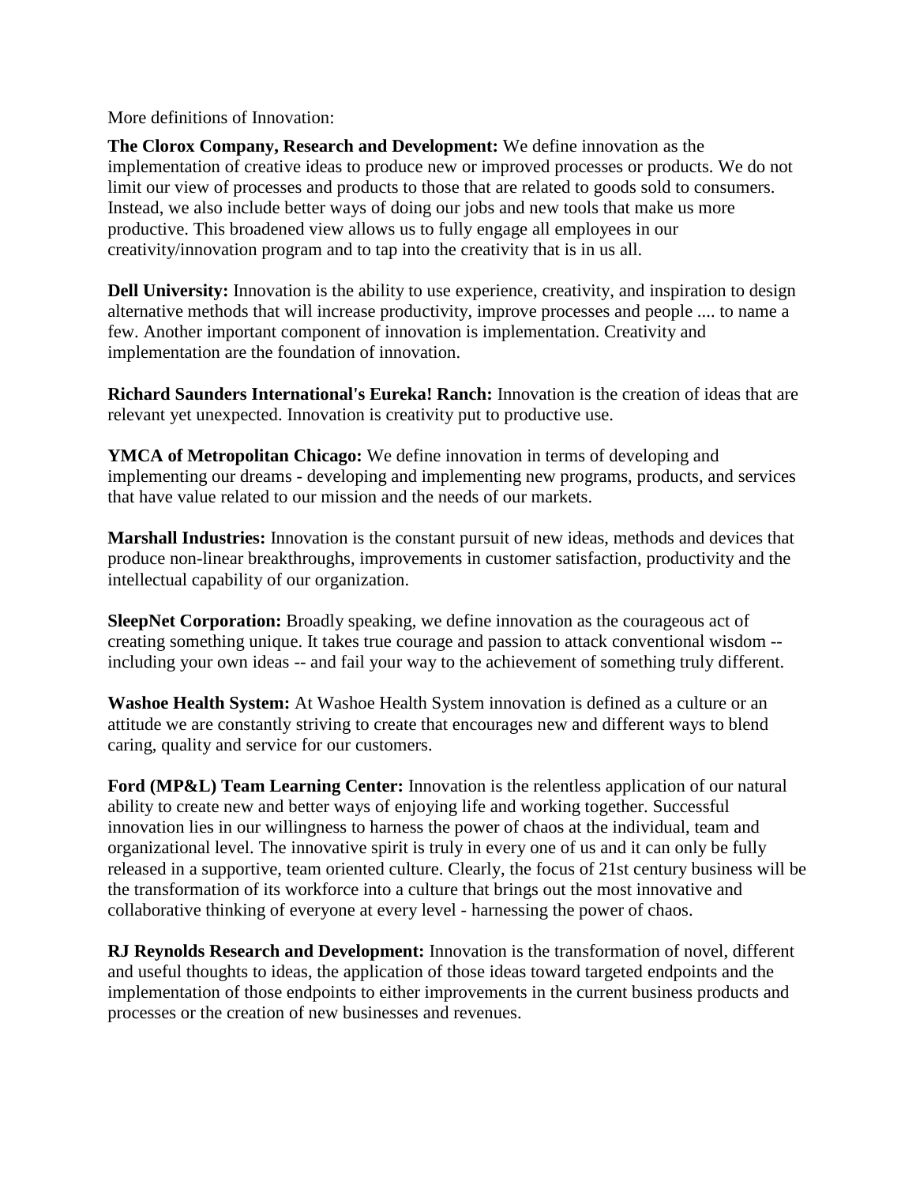More definitions of Innovation:

**The Clorox Company, Research and Development:** We define innovation as the implementation of creative ideas to produce new or improved processes or products. We do not limit our view of processes and products to those that are related to goods sold to consumers. Instead, we also include better ways of doing our jobs and new tools that make us more productive. This broadened view allows us to fully engage all employees in our creativity/innovation program and to tap into the creativity that is in us all.

**Dell University:** Innovation is the ability to use experience, creativity, and inspiration to design alternative methods that will increase productivity, improve processes and people .... to name a few. Another important component of innovation is implementation. Creativity and implementation are the foundation of innovation.

**Richard Saunders International's Eureka! Ranch:** Innovation is the creation of ideas that are relevant yet unexpected. Innovation is creativity put to productive use.

**YMCA of Metropolitan Chicago:** We define innovation in terms of developing and implementing our dreams - developing and implementing new programs, products, and services that have value related to our mission and the needs of our markets.

**Marshall Industries:** Innovation is the constant pursuit of new ideas, methods and devices that produce non-linear breakthroughs, improvements in customer satisfaction, productivity and the intellectual capability of our organization.

**SleepNet Corporation:** Broadly speaking, we define innovation as the courageous act of creating something unique. It takes true courage and passion to attack conventional wisdom -- including your own ideas -- and fail your way to the achievement of something truly different.

**Washoe Health System:** At Washoe Health System innovation is defined as a culture or an attitude we are constantly striving to create that encourages new and different ways to blend caring, quality and service for our customers.

**Ford (MP&L) Team Learning Center:** Innovation is the relentless application of our natural ability to create new and better ways of enjoying life and working together. Successful innovation lies in our willingness to harness the power of chaos at the individual, team and organizational level. The innovative spirit is truly in every one of us and it can only be fully released in a supportive, team oriented culture. Clearly, the focus of 21st century business will be the transformation of its workforce into a culture that brings out the most innovative and collaborative thinking of everyone at every level - harnessing the power of chaos.

**RJ Reynolds Research and Development:** Innovation is the transformation of novel, different and useful thoughts to ideas, the application of those ideas toward targeted endpoints and the implementation of those endpoints to either improvements in the current business products and processes or the creation of new businesses and revenues.